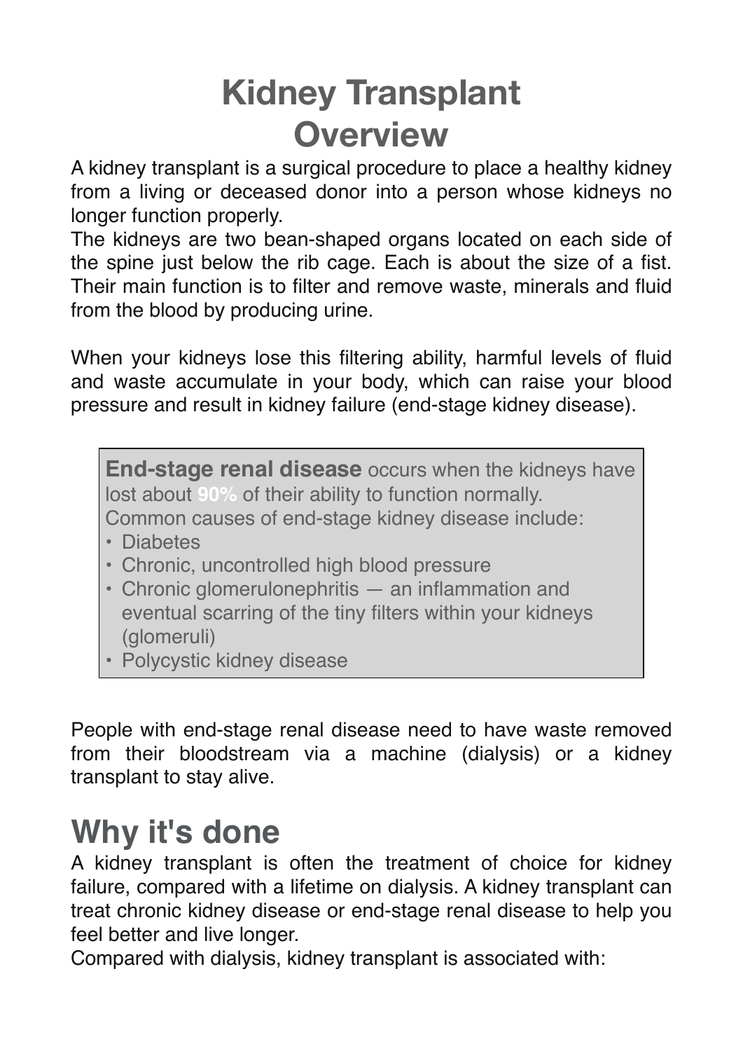# Kidney Transplant Overview

A kidney transplant is a surgical procedure to place a healthy kidney from a living or deceased donor into a person whose kidneys no longer function properly.

The kidneys are two bean-shaped organs located on each side of the spine just below the rib cage. Each is about the size of a fist. Their main function is to filter and remove waste, minerals and fluid from the blood by producing urine.

When your kidneys lose this filtering ability, harmful levels of fluid and waste accumulate in your body, which can raise your blood pressure and result in kidney failure (end-stage kidney disease).

**End-stage renal disease** occurs when the kidneys have lost about **90%** of their ability to function normally.
Common causes of end-stage kidney disease include:

- Diabetes
- Chronic, uncontrolled high blood pressure
- Chronic glomerulonephritis — an inflammation and eventual scarring of the tiny filters within your kidneys (glomeruli)
- Polycystic kidney disease

People with end-stage renal disease need to have waste removed from their bloodstream via a machine (dialysis) or a kidney transplant to stay alive.

## Why it's done

A kidney transplant is often the treatment of choice for kidney failure, compared with a lifetime on dialysis. A kidney transplant can treat chronic kidney disease or end-stage renal disease to help you feel better and live longer.

Compared with dialysis, kidney transplant is associated with: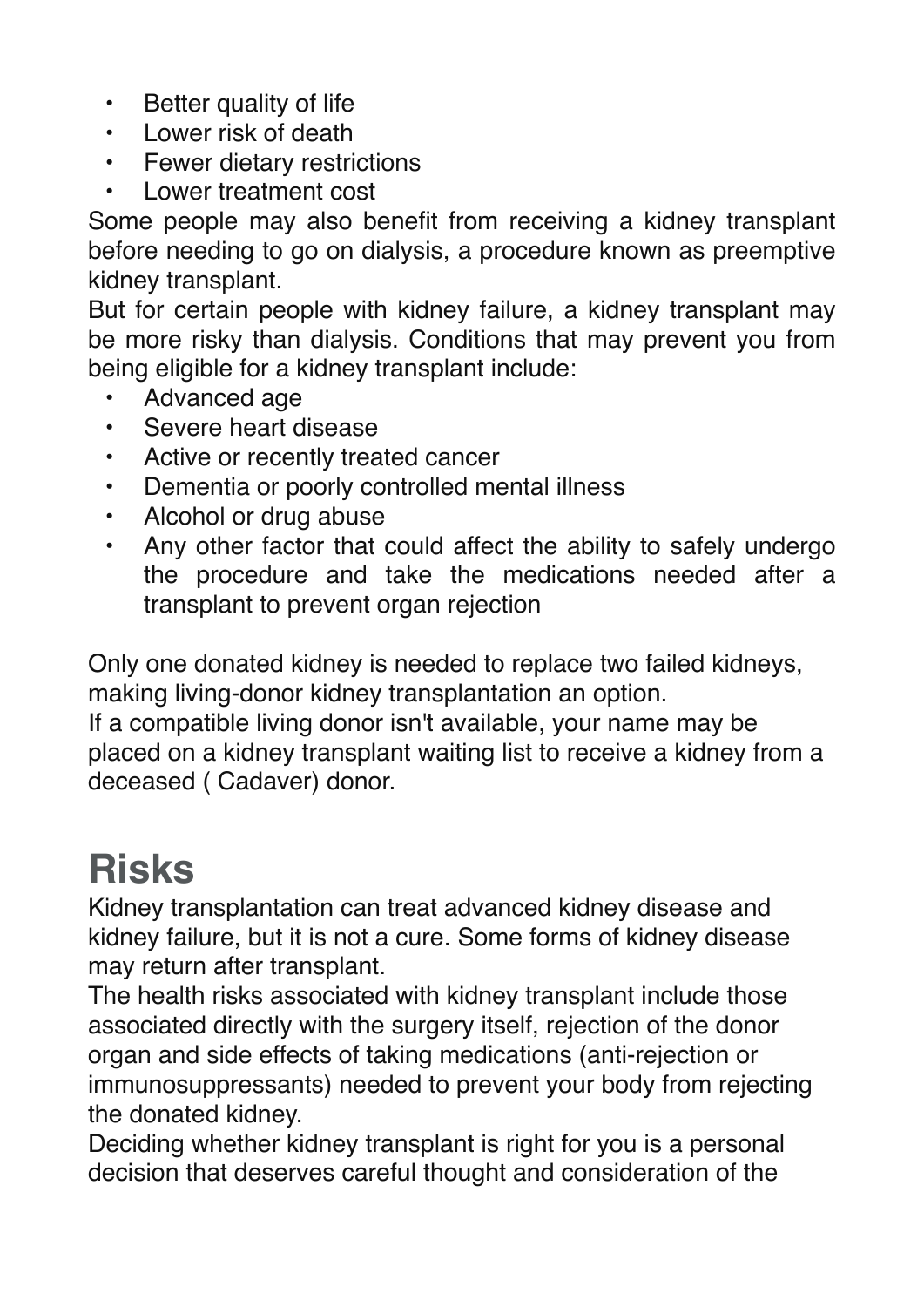- Better quality of life
- Lower risk of death
- Fewer dietary restrictions
- Lower treatment cost

Some people may also benefit from receiving a kidney transplant before needing to go on dialysis, a procedure known as preemptive kidney transplant.

But for certain people with kidney failure, a kidney transplant may be more risky than dialysis. Conditions that may prevent you from being eligible for a kidney transplant include:

- Advanced age
- Severe heart disease
- Active or recently treated cancer
- Dementia or poorly controlled mental illness
- Alcohol or drug abuse
- Any other factor that could affect the ability to safely undergo the procedure and take the medications needed after a transplant to prevent organ rejection

Only one donated kidney is needed to replace two failed kidneys, making living-donor kidney transplantation an option.

If a compatible living donor isn't available, your name may be placed on a kidney transplant waiting list to receive a kidney from a deceased ( Cadaver) donor.

# Risks

Kidney transplantation can treat advanced kidney disease and kidney failure, but it is not a cure. Some forms of kidney disease may return after transplant.

The health risks associated with kidney transplant include those associated directly with the surgery itself, rejection of the donor organ and side effects of taking medications (anti-rejection or immunosuppressants) needed to prevent your body from rejecting the donated kidney.

Deciding whether kidney transplant is right for you is a personal decision that deserves careful thought and consideration of the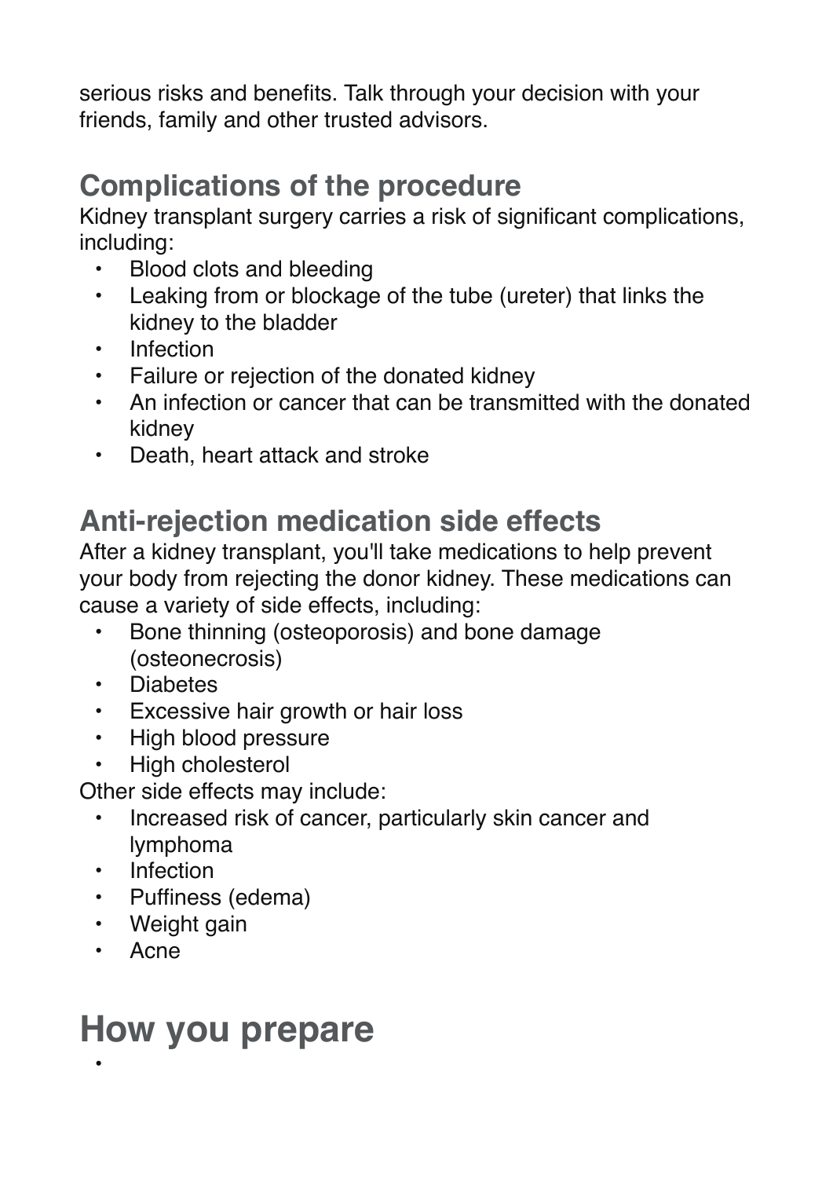serious risks and benefits. Talk through your decision with your friends, family and other trusted advisors.

## Complications of the procedure

Kidney transplant surgery carries a risk of significant complications, including:

- Blood clots and bleeding
- Leaking from or blockage of the tube (ureter) that links the kidney to the bladder
- Infection
- Failure or rejection of the donated kidney
- An infection or cancer that can be transmitted with the donated kidney
- Death, heart attack and stroke

## Anti-rejection medication side effects

After a kidney transplant, you'll take medications to help prevent your body from rejecting the donor kidney. These medications can cause a variety of side effects, including:

- Bone thinning (osteoporosis) and bone damage (osteonecrosis)
- Diabetes
- Excessive hair growth or hair loss
- High blood pressure
- High cholesterol

Other side effects may include:

- Increased risk of cancer, particularly skin cancer and lymphoma
- Infection
- Puffiness (edema)
- Weight gain
- Acne

# How you prepare

-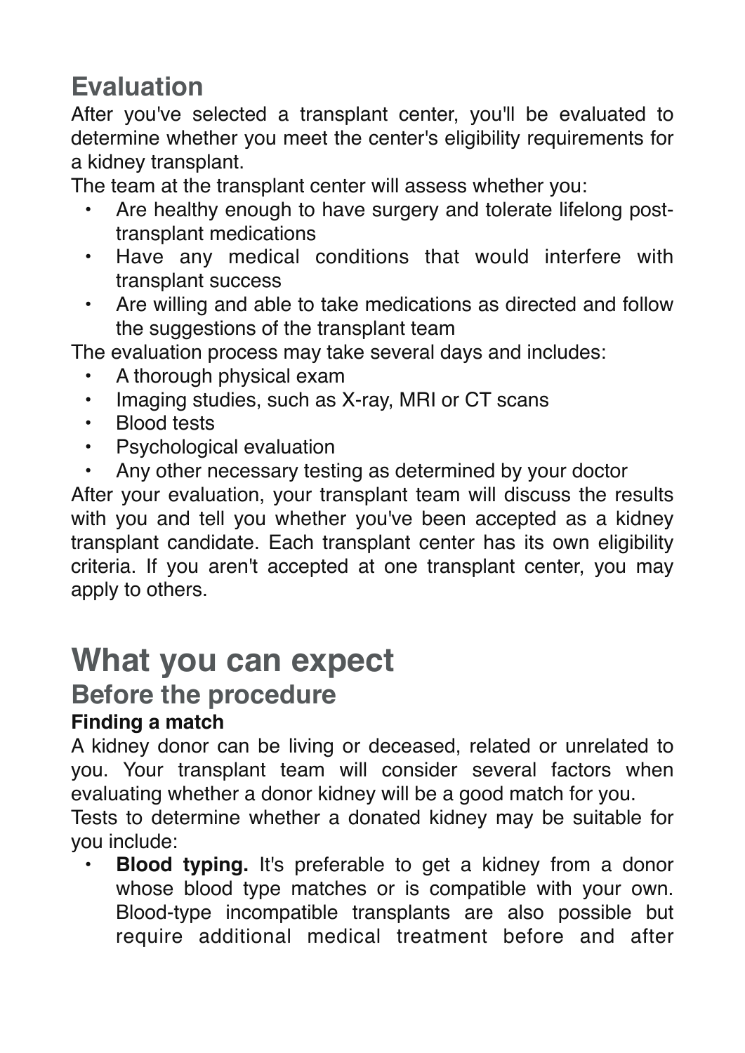## Evaluation

After you've selected a transplant center, you'll be evaluated to determine whether you meet the center's eligibility requirements for a kidney transplant.

The team at the transplant center will assess whether you:

- Are healthy enough to have surgery and tolerate lifelong post-transplant medications
- Have any medical conditions that would interfere with transplant success
- Are willing and able to take medications as directed and follow the suggestions of the transplant team

The evaluation process may take several days and includes:

- A thorough physical exam
- Imaging studies, such as X-ray, MRI or CT scans
- Blood tests
- Psychological evaluation
- Any other necessary testing as determined by your doctor

After your evaluation, your transplant team will discuss the results with you and tell you whether you've been accepted as a kidney transplant candidate. Each transplant center has its own eligibility criteria. If you aren't accepted at one transplant center, you may apply to others.

# What you can expect

## Before the procedure

**Finding a match**

A kidney donor can be living or deceased, related or unrelated to you. Your transplant team will consider several factors when evaluating whether a donor kidney will be a good match for you.

Tests to determine whether a donated kidney may be suitable for you include:

- **Blood typing.** It's preferable to get a kidney from a donor whose blood type matches or is compatible with your own. Blood-type incompatible transplants are also possible but require additional medical treatment before and after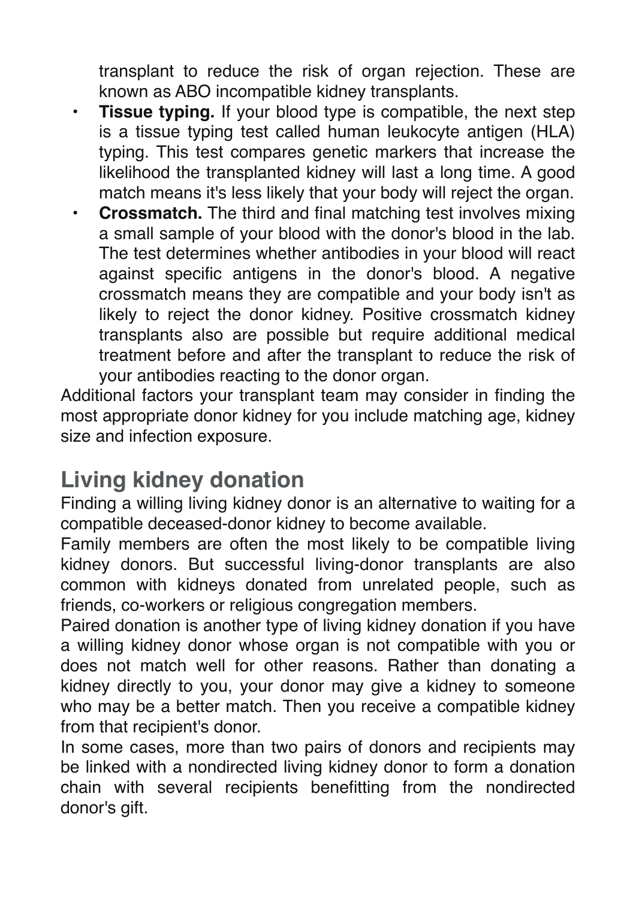transplant to reduce the risk of organ rejection. These are known as ABO incompatible kidney transplants.

- **Tissue typing.** If your blood type is compatible, the next step is a tissue typing test called human leukocyte antigen (HLA) typing. This test compares genetic markers that increase the likelihood the transplanted kidney will last a long time. A good match means it's less likely that your body will reject the organ.
- **Crossmatch.** The third and final matching test involves mixing a small sample of your blood with the donor's blood in the lab. The test determines whether antibodies in your blood will react against specific antigens in the donor's blood. A negative crossmatch means they are compatible and your body isn't as likely to reject the donor kidney. Positive crossmatch kidney transplants also are possible but require additional medical treatment before and after the transplant to reduce the risk of your antibodies reacting to the donor organ.

Additional factors your transplant team may consider in finding the most appropriate donor kidney for you include matching age, kidney size and infection exposure.

## Living kidney donation

Finding a willing living kidney donor is an alternative to waiting for a compatible deceased-donor kidney to become available.

Family members are often the most likely to be compatible living kidney donors. But successful living-donor transplants are also common with kidneys donated from unrelated people, such as friends, co-workers or religious congregation members.

Paired donation is another type of living kidney donation if you have a willing kidney donor whose organ is not compatible with you or does not match well for other reasons. Rather than donating a kidney directly to you, your donor may give a kidney to someone who may be a better match. Then you receive a compatible kidney from that recipient's donor.

In some cases, more than two pairs of donors and recipients may be linked with a nondirected living kidney donor to form a donation chain with several recipients benefitting from the nondirected donor's gift.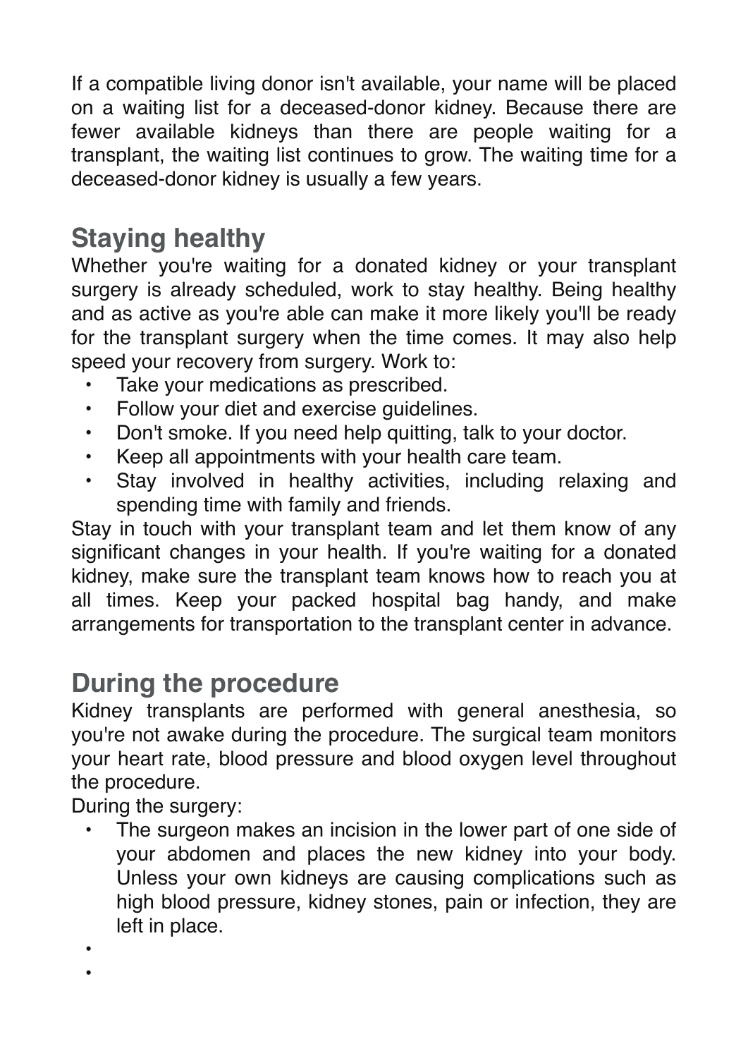If a compatible living donor isn't available, your name will be placed on a waiting list for a deceased-donor kidney. Because there are fewer available kidneys than there are people waiting for a transplant, the waiting list continues to grow. The waiting time for a deceased-donor kidney is usually a few years.

## Staying healthy

Whether you're waiting for a donated kidney or your transplant surgery is already scheduled, work to stay healthy. Being healthy and as active as you're able can make it more likely you'll be ready for the transplant surgery when the time comes. It may also help speed your recovery from surgery. Work to:

- Take your medications as prescribed.
- Follow your diet and exercise guidelines.
- Don't smoke. If you need help quitting, talk to your doctor.
- Keep all appointments with your health care team.
- Stay involved in healthy activities, including relaxing and spending time with family and friends.

Stay in touch with your transplant team and let them know of any significant changes in your health. If you're waiting for a donated kidney, make sure the transplant team knows how to reach you at all times. Keep your packed hospital bag handy, and make arrangements for transportation to the transplant center in advance.

## During the procedure

Kidney transplants are performed with general anesthesia, so you're not awake during the procedure. The surgical team monitors your heart rate, blood pressure and blood oxygen level throughout the procedure.

During the surgery:

- The surgeon makes an incision in the lower part of one side of your abdomen and places the new kidney into your body. Unless your own kidneys are causing complications such as high blood pressure, kidney stones, pain or infection, they are left in place.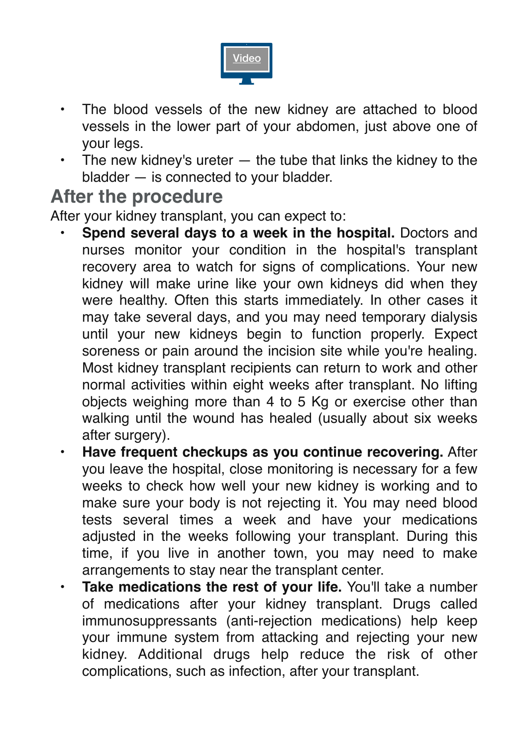Video

- The blood vessels of the new kidney are attached to blood vessels in the lower part of your abdomen, just above one of your legs.
- The new kidney's ureter — the tube that links the kidney to the bladder — is connected to your bladder.

## After the procedure

After your kidney transplant, you can expect to:

- **Spend several days to a week in the hospital.** Doctors and nurses monitor your condition in the hospital's transplant recovery area to watch for signs of complications. Your new kidney will make urine like your own kidneys did when they were healthy. Often this starts immediately. In other cases it may take several days, and you may need temporary dialysis until your new kidneys begin to function properly. Expect soreness or pain around the incision site while you're healing. Most kidney transplant recipients can return to work and other normal activities within eight weeks after transplant. No lifting objects weighing more than 4 to 5 Kg or exercise other than walking until the wound has healed (usually about six weeks after surgery).
- **Have frequent checkups as you continue recovering.** After you leave the hospital, close monitoring is necessary for a few weeks to check how well your new kidney is working and to make sure your body is not rejecting it. You may need blood tests several times a week and have your medications adjusted in the weeks following your transplant. During this time, if you live in another town, you may need to make arrangements to stay near the transplant center.
- **Take medications the rest of your life.** You'll take a number of medications after your kidney transplant. Drugs called immunosuppressants (anti-rejection medications) help keep your immune system from attacking and rejecting your new kidney. Additional drugs help reduce the risk of other complications, such as infection, after your transplant.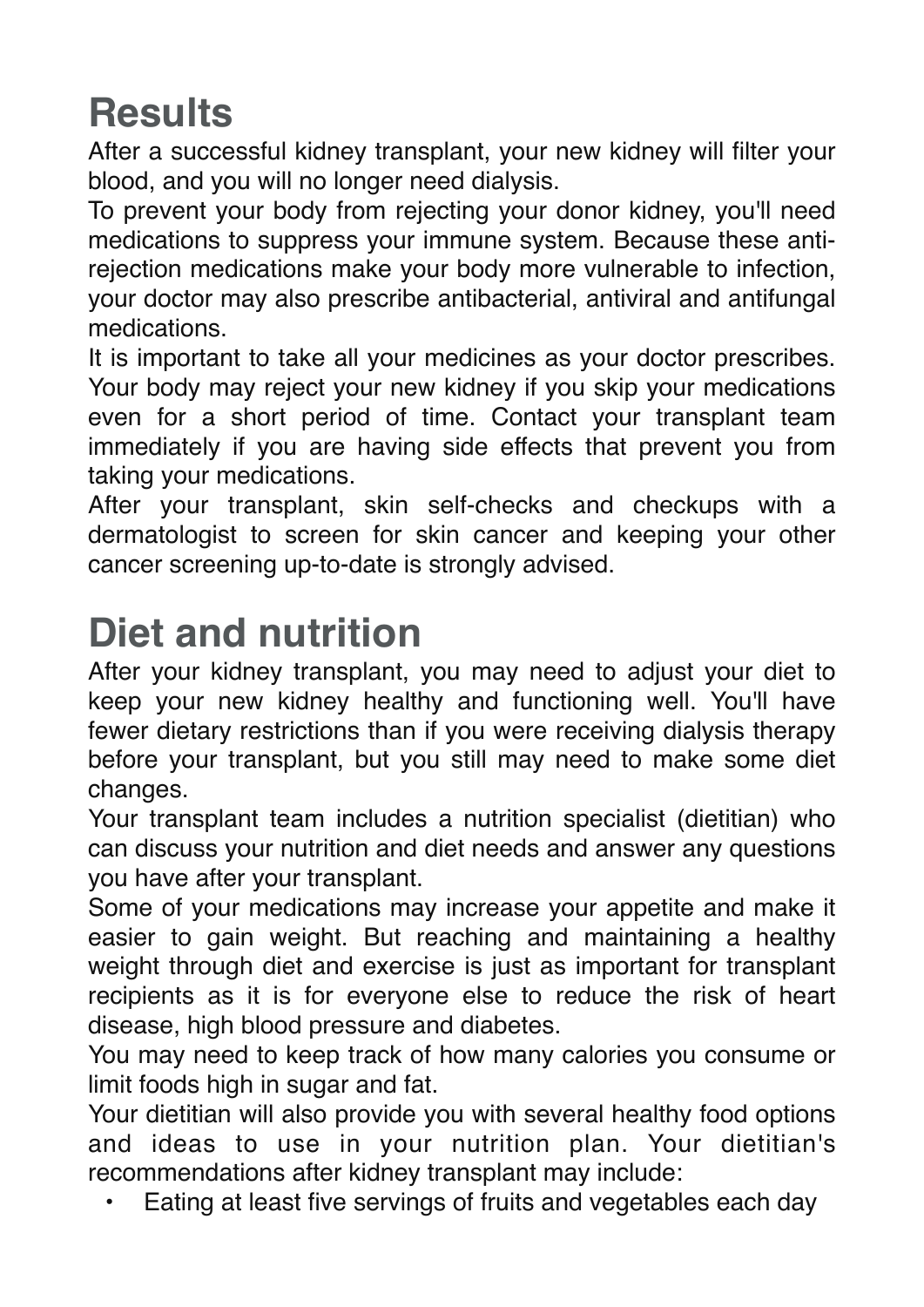## Results

After a successful kidney transplant, your new kidney will filter your blood, and you will no longer need dialysis.

To prevent your body from rejecting your donor kidney, you'll need medications to suppress your immune system. Because these anti-rejection medications make your body more vulnerable to infection, your doctor may also prescribe antibacterial, antiviral and antifungal medications.

It is important to take all your medicines as your doctor prescribes. Your body may reject your new kidney if you skip your medications even for a short period of time. Contact your transplant team immediately if you are having side effects that prevent you from taking your medications.

After your transplant, skin self-checks and checkups with a dermatologist to screen for skin cancer and keeping your other cancer screening up-to-date is strongly advised.

## Diet and nutrition

After your kidney transplant, you may need to adjust your diet to keep your new kidney healthy and functioning well. You'll have fewer dietary restrictions than if you were receiving dialysis therapy before your transplant, but you still may need to make some diet changes.

Your transplant team includes a nutrition specialist (dietitian) who can discuss your nutrition and diet needs and answer any questions you have after your transplant.

Some of your medications may increase your appetite and make it easier to gain weight. But reaching and maintaining a healthy weight through diet and exercise is just as important for transplant recipients as it is for everyone else to reduce the risk of heart disease, high blood pressure and diabetes.

You may need to keep track of how many calories you consume or limit foods high in sugar and fat.

Your dietitian will also provide you with several healthy food options and ideas to use in your nutrition plan. Your dietitian's recommendations after kidney transplant may include:

- Eating at least five servings of fruits and vegetables each day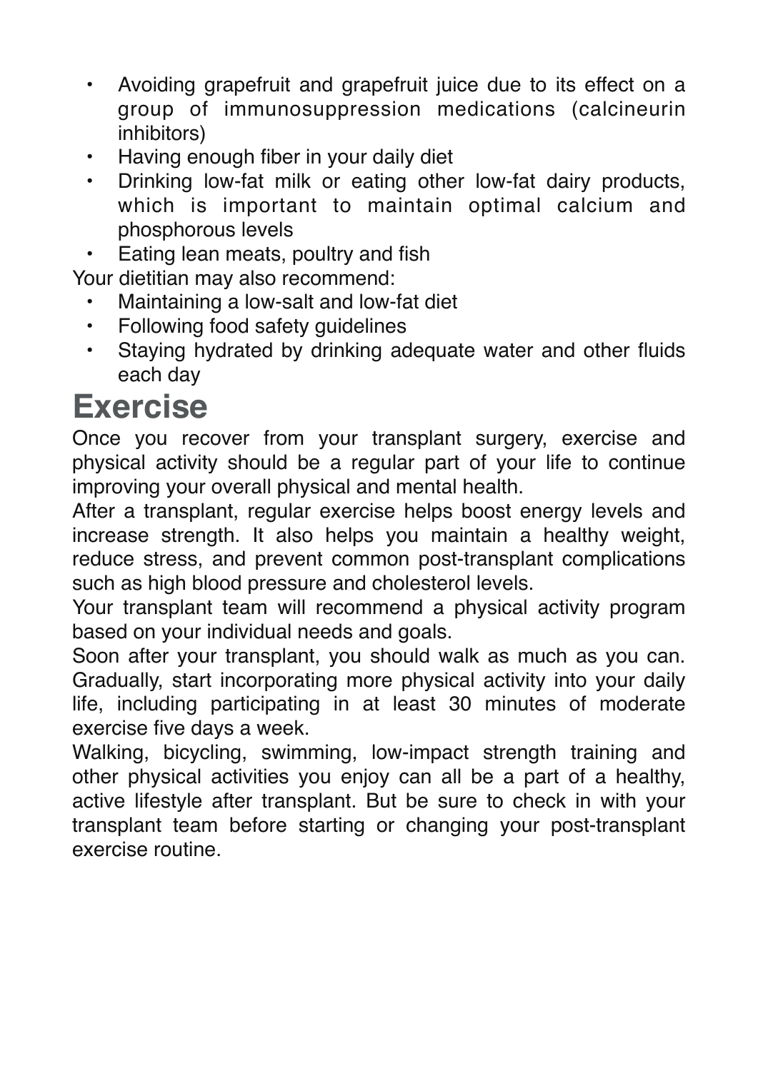- Avoiding grapefruit and grapefruit juice due to its effect on a group of immunosuppression medications (calcineurin inhibitors)
- Having enough fiber in your daily diet
- Drinking low-fat milk or eating other low-fat dairy products, which is important to maintain optimal calcium and phosphorous levels
- Eating lean meats, poultry and fish

Your dietitian may also recommend:

- Maintaining a low-salt and low-fat diet
- Following food safety guidelines
- Staying hydrated by drinking adequate water and other fluids each day

# Exercise

Once you recover from your transplant surgery, exercise and physical activity should be a regular part of your life to continue improving your overall physical and mental health.

After a transplant, regular exercise helps boost energy levels and increase strength. It also helps you maintain a healthy weight, reduce stress, and prevent common post-transplant complications such as high blood pressure and cholesterol levels.

Your transplant team will recommend a physical activity program based on your individual needs and goals.

Soon after your transplant, you should walk as much as you can. Gradually, start incorporating more physical activity into your daily life, including participating in at least 30 minutes of moderate exercise five days a week.

Walking, bicycling, swimming, low-impact strength training and other physical activities you enjoy can all be a part of a healthy, active lifestyle after transplant. But be sure to check in with your transplant team before starting or changing your post-transplant exercise routine.